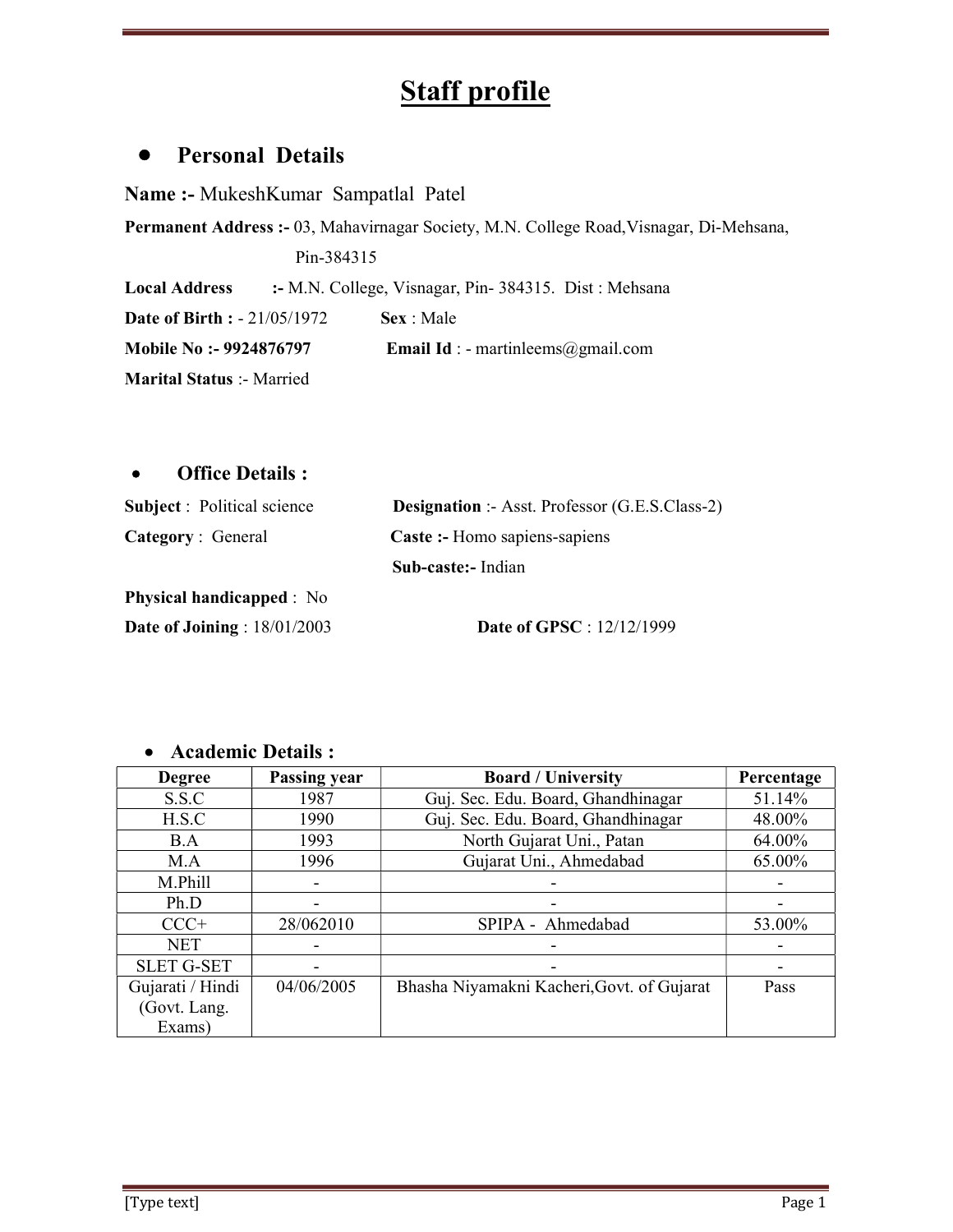// Staff profile

# Staff profile

## Personal Details

**Name :-** MukeshKumar Sampatlal Patel

**Permanent Address :-** 03, Mahavirnagar Society, M.N. College Road,Visnagar, Di-Mehsana, Pin-384315

**Local Address :-** M.N. College, Visnagar, Pin- 384315. Dist : Mehsana

**Date of Birth :** - 21/05/1972 **Sex** : Male

**Mobile No :- 9924876797** **Email Id** : - martinleems@gmail.com

**Marital Status** :- Married

## Office Details :

**Subject** : Political science **Designation** :- Asst. Professor (G.E.S.Class-2)

**Category** : General **Caste :-** Homo sapiens-sapiens

**Sub-caste:-** Indian

**Physical handicapped** : No

**Date of Joining** : 18/01/2003 **Date of GPSC** : 12/12/1999

## Academic Details :

| Degree | Passing year | Board / University | Percentage |
|---|---|---|---|
| S.S.C | 1987 | Guj. Sec. Edu. Board, Ghandhinagar | 51.14% |
| H.S.C | 1990 | Guj. Sec. Edu. Board, Ghandhinagar | 48.00% |
| B.A | 1993 | North Gujarat Uni., Patan | 64.00% |
| M.A | 1996 | Gujarat Uni., Ahmedabad | 65.00% |
| M.Phill | - | - | - |
| Ph.D | - | - | - |
| CCC+ | 28/062010 | SPIPA - Ahmedabad | 53.00% |
| NET | - | - | - |
| SLET G-SET | - | - | - |
| Gujarati / Hindi (Govt. Lang. Exams) | 04/06/2005 | Bhasha Niyamakni Kacheri,Govt. of Gujarat | Pass |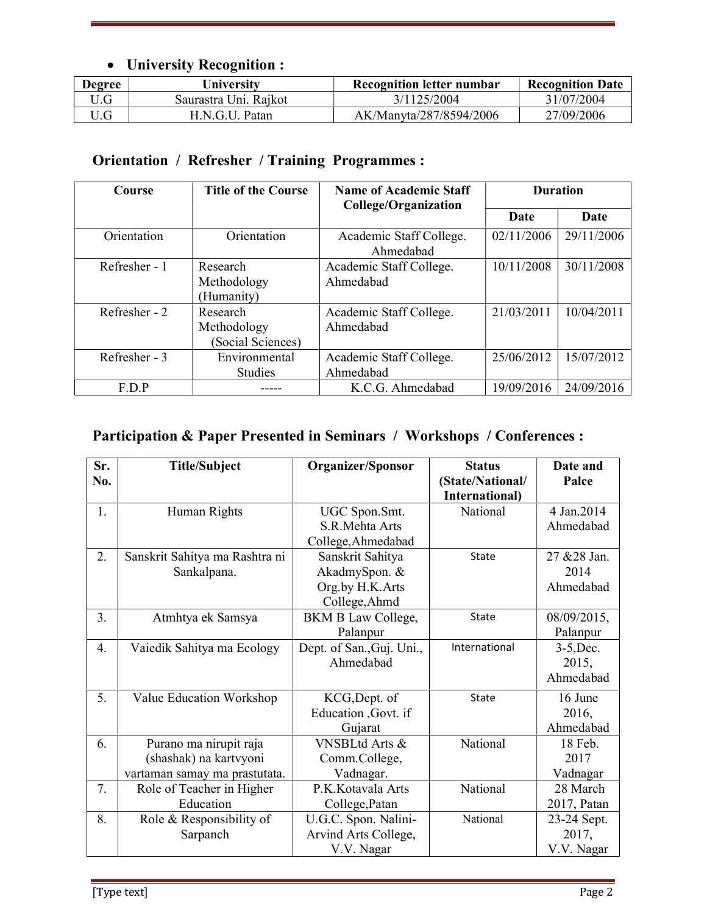- **University Recognition :**

| Degree | University | Recognition letter numbar | Recognition Date |
|---|---|---|---|
| U.G | Saurastra Uni. Rajkot | 3/1125/2004 | 31/07/2004 |
| U.G | H.N.G.U. Patan | AK/Manyta/287/8594/2006 | 27/09/2006 |

## Orientation / Refresher / Training Programmes :

| Course | Title of the Course | Name of Academic Staff College/Organization | Duration | |
|---|---|---|---|---|
| | | | Date | Date |
| Orientation | Orientation | Academic Staff College. Ahmedabad | 02/11/2006 | 29/11/2006 |
| Refresher - 1 | Research Methodology (Humanity) | Academic Staff College. Ahmedabad | 10/11/2008 | 30/11/2008 |
| Refresher - 2 | Research Methodology (Social Sciences) | Academic Staff College. Ahmedabad | 21/03/2011 | 10/04/2011 |
| Refresher - 3 | Environmental Studies | Academic Staff College. Ahmedabad | 25/06/2012 | 15/07/2012 |
| F.D.P | ----- | K.C.G. Ahmedabad | 19/09/2016 | 24/09/2016 |

## Participation & Paper Presented in Seminars / Workshops / Conferences :

| Sr. No. | Title/Subject | Organizer/Sponsor | Status (State/National/ International) | Date and Palce |
|---|---|---|---|---|
| 1. | Human Rights | UGC Spon.Smt. S.R.Mehta Arts College,Ahmedabad | National | 4 Jan.2014 Ahmedabad |
| 2. | Sanskrit Sahitya ma Rashtra ni Sankalpana. | Sanskrit Sahitya AkadmySpon. & Org.by H.K.Arts College,Ahmd | State | 27 &28 Jan. 2014 Ahmedabad |
| 3. | Atmhtya ek Samsya | BKM B Law College, Palanpur | State | 08/09/2015, Palanpur |
| 4. | Vaiedik Sahitya ma Ecology | Dept. of San.,Guj. Uni., Ahmedabad | International | 3-5,Dec. 2015, Ahmedabad |
| 5. | Value Education Workshop | KCG,Dept. of Education ,Govt. if Gujarat | State | 16 June 2016, Ahmedabad |
| 6. | Purano ma nirupit raja (shashak) na kartvyoni vartaman samay ma prastutata. | VNSBLtd Arts & Comm.College, Vadnagar. | National | 18 Feb. 2017 Vadnagar |
| 7. | Role of Teacher in Higher Education | P.K.Kotavala Arts College,Patan | National | 28 March 2017, Patan |
| 8. | Role & Responsibility of Sarpanch | U.G.C. Spon. Nalini-Arvind Arts College, V.V. Nagar | National | 23-24 Sept. 2017, V.V. Nagar |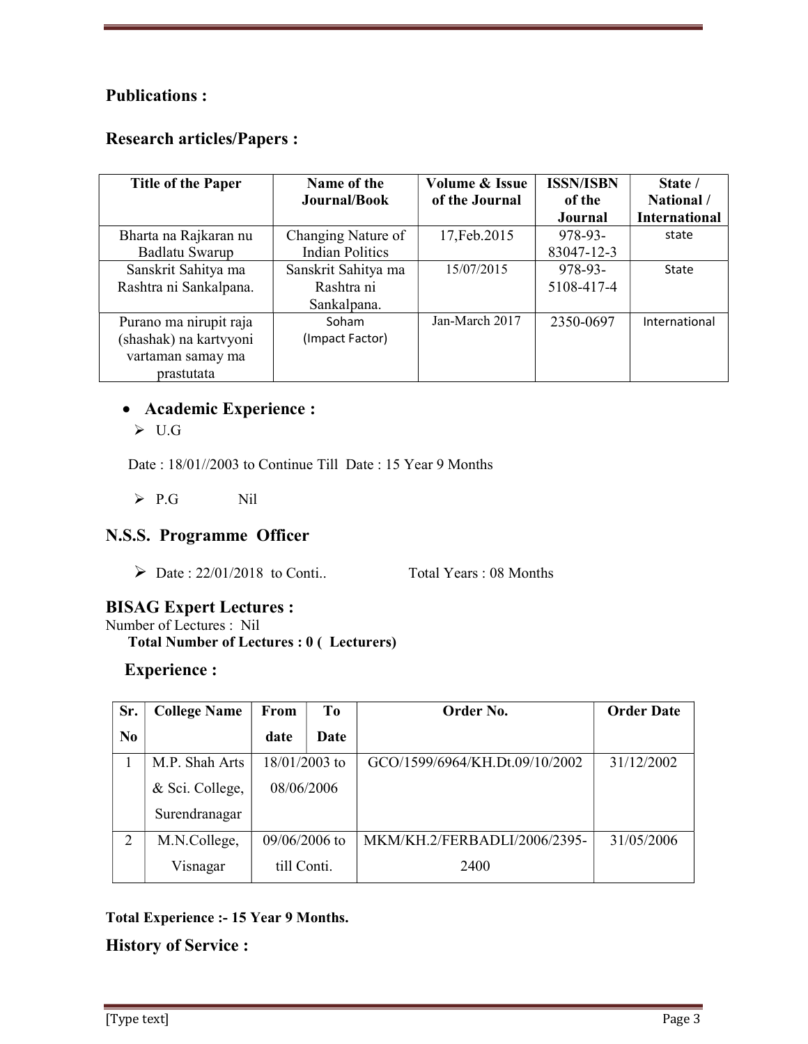**Publications :**

**Research articles/Papers :**

| Title of the Paper | Name of the Journal/Book | Volume & Issue of the Journal | ISSN/ISBN of the Journal | State / National / International |
|---|---|---|---|---|
| Bharta na Rajkaran nu Badlatu Swarup | Changing Nature of Indian Politics | 17,Feb.2015 | 978-93-83047-12-3 | state |
| Sanskrit Sahitya ma Rashtra ni Sankalpana. | Sanskrit Sahitya ma Rashtra ni Sankalpana. | 15/07/2015 | 978-93-5108-417-4 | State |
| Purano ma nirupit raja (shashak) na kartvyoni vartaman samay ma prastutata | Soham (Impact Factor) | Jan-March 2017 | 2350-0697 | International |

- **Academic Experience :**
  - U.G

  Date : 18/01//2003 to Continue Till Date : 15 Year 9 Months

  - P.G Nil

## N.S.S. Programme Officer

- Date : 22/01/2018 to Conti.. Total Years : 08 Months

## BISAG Expert Lectures :

Number of Lectures : Nil

**Total Number of Lectures : 0 ( Lecturers)**

## Experience :

| Sr. No | College Name | From date | To Date | Order No. | Order Date |
|---|---|---|---|---|---|
| 1 | M.P. Shah Arts & Sci. College, Surendranagar | 18/01/2003 to 08/06/2006 | | GCO/1599/6964/KH.Dt.09/10/2002 | 31/12/2002 |
| 2 | M.N.College, Visnagar | 09/06/2006 to till Conti. | | MKM/KH.2/FERBADLI/2006/2395-2400 | 31/05/2006 |

**Total Experience :- 15 Year 9 Months.**

## History of Service :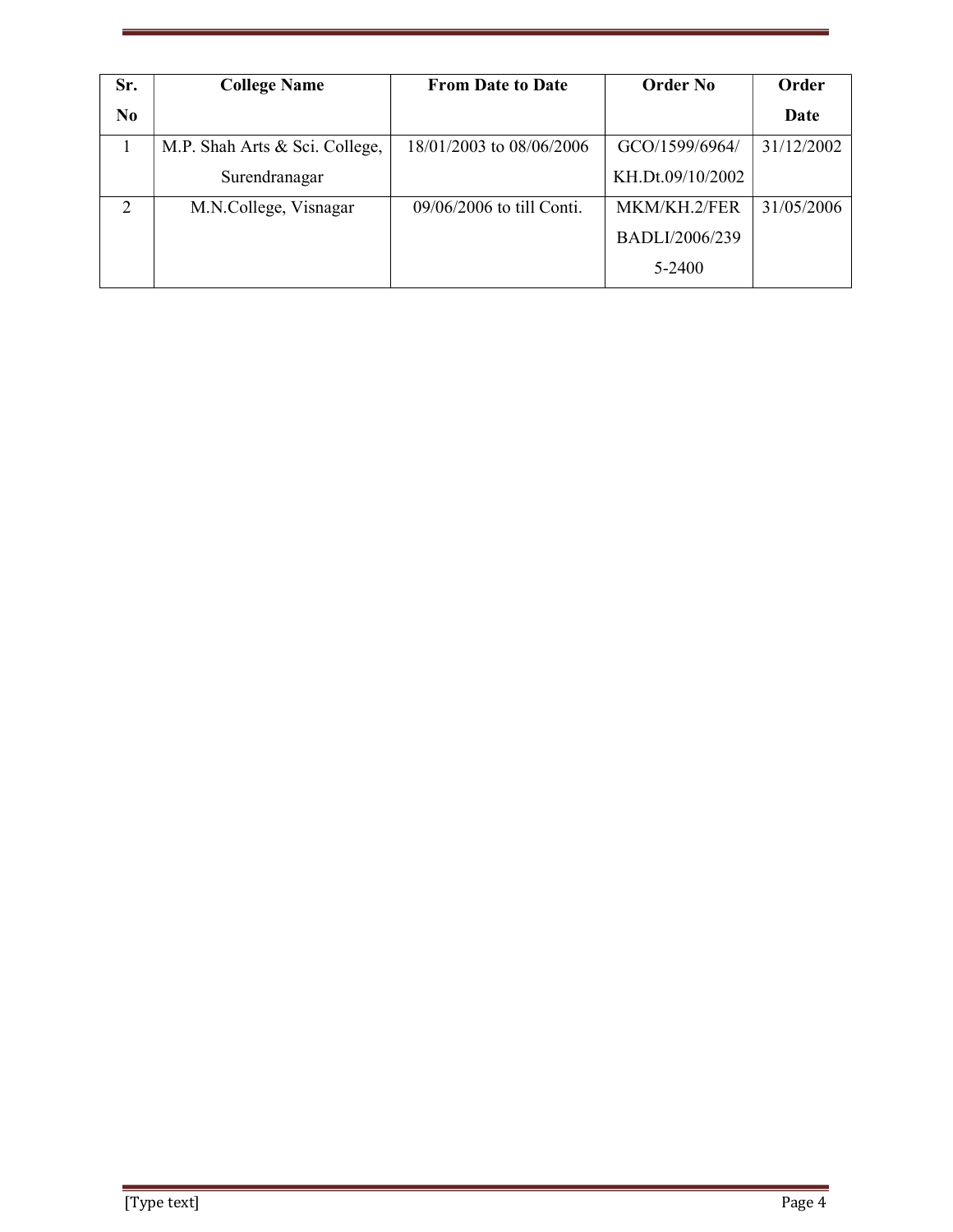| Sr. No | College Name | From Date to Date | Order No | Order Date |
|---|---|---|---|---|
| 1 | M.P. Shah Arts & Sci. College, Surendranagar | 18/01/2003 to 08/06/2006 | GCO/1599/6964/ KH.Dt.09/10/2002 | 31/12/2002 |
| 2 | M.N.College, Visnagar | 09/06/2006 to till Conti. | MKM/KH.2/FER BADLI/2006/239 5-2400 | 31/05/2006 |